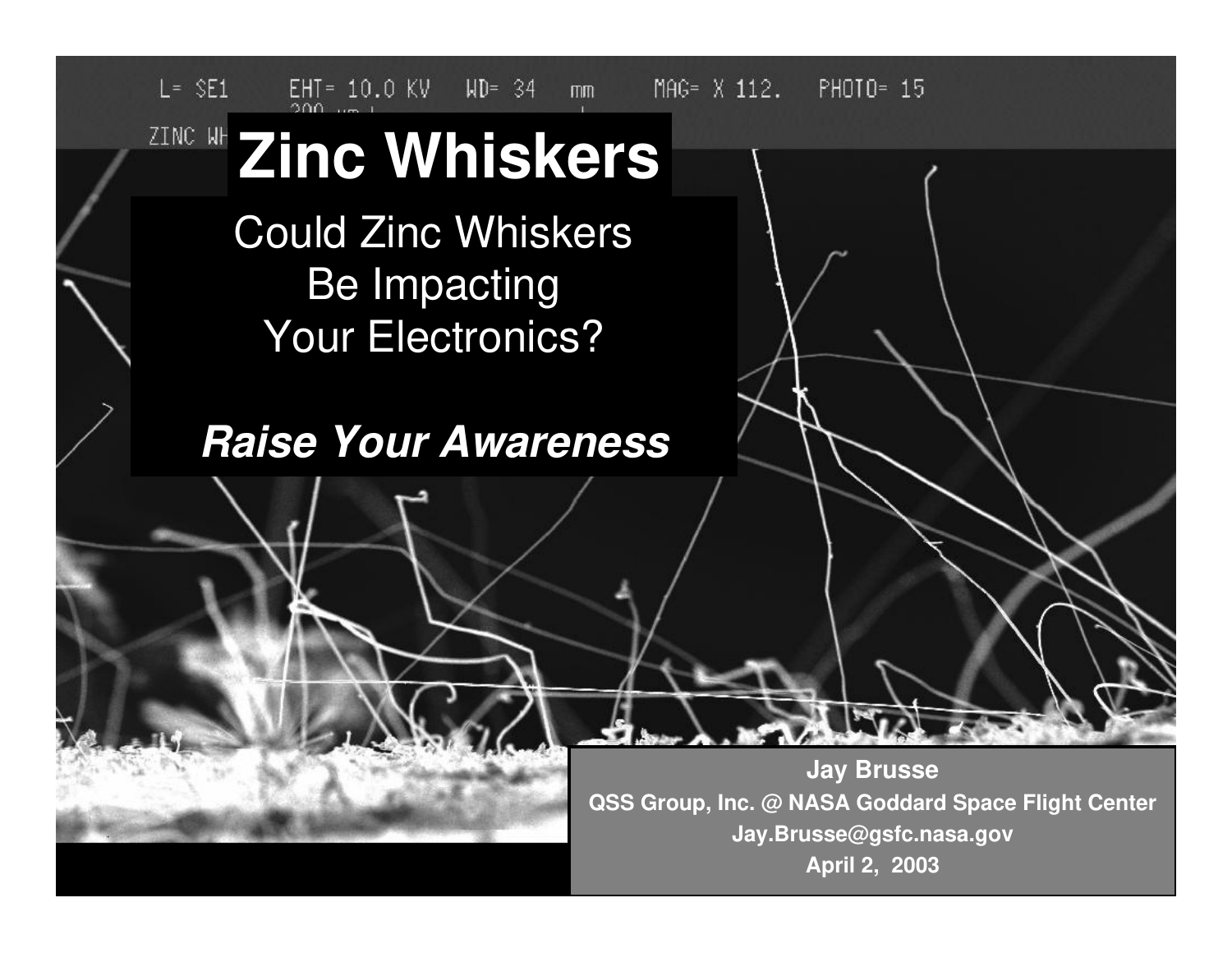# Zinc Whiskers

Could Zinc Whiskers Be Impacting Your Electronics?

***Raise Your Awareness***

**Jay Brusse**
**QSS Group, Inc. @ NASA Goddard Space Flight Center**
**Jay.Brusse@gsfc.nasa.gov**
**April 2, 2003**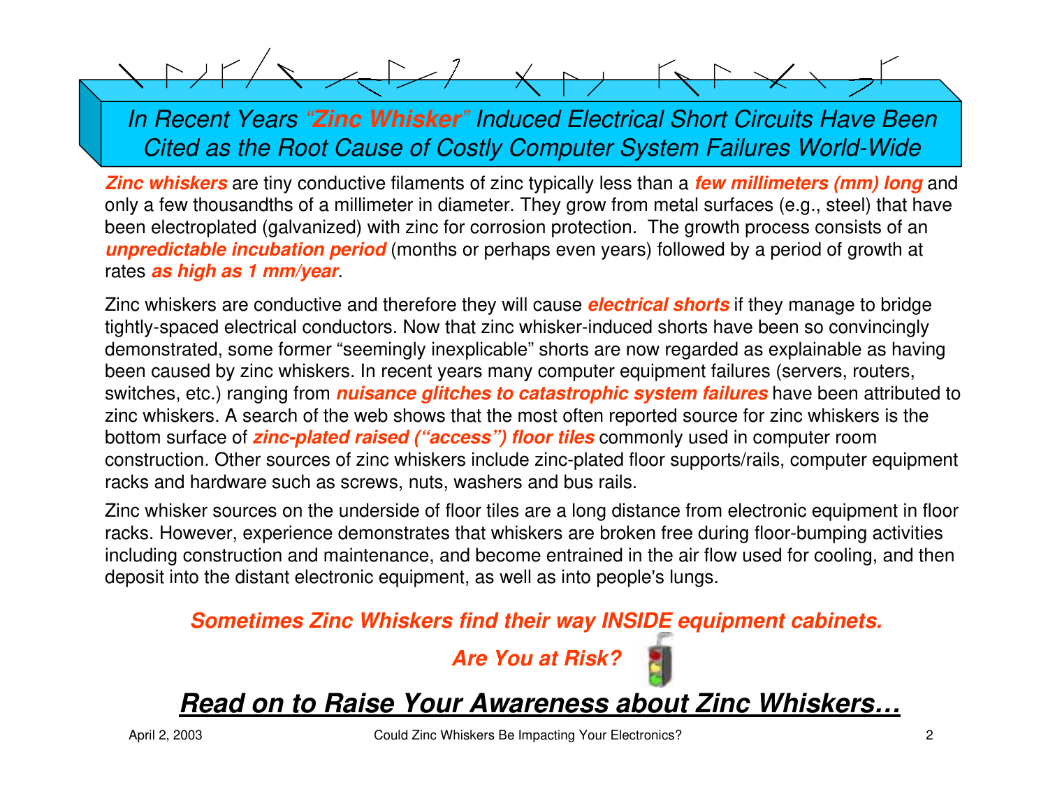## *In Recent Years "Zinc Whisker" Induced Electrical Short Circuits Have Been Cited as the Root Cause of Costly Computer System Failures World-Wide*

***Zinc whiskers*** are tiny conductive filaments of zinc typically less than a ***few millimeters (mm) long*** and only a few thousandths of a millimeter in diameter. They grow from metal surfaces (e.g., steel) that have been electroplated (galvanized) with zinc for corrosion protection. The growth process consists of an ***unpredictable incubation period*** (months or perhaps even years) followed by a period of growth at rates ***as high as 1 mm/year***.

Zinc whiskers are conductive and therefore they will cause ***electrical shorts*** if they manage to bridge tightly-spaced electrical conductors. Now that zinc whisker-induced shorts have been so convincingly demonstrated, some former "seemingly inexplicable" shorts are now regarded as explainable as having been caused by zinc whiskers. In recent years many computer equipment failures (servers, routers, switches, etc.) ranging from ***nuisance glitches to catastrophic system failures*** have been attributed to zinc whiskers. A search of the web shows that the most often reported source for zinc whiskers is the bottom surface of ***zinc-plated raised ("access") floor tiles*** commonly used in computer room construction. Other sources of zinc whiskers include zinc-plated floor supports/rails, computer equipment racks and hardware such as screws, nuts, washers and bus rails.

Zinc whisker sources on the underside of floor tiles are a long distance from electronic equipment in floor racks. However, experience demonstrates that whiskers are broken free during floor-bumping activities including construction and maintenance, and become entrained in the air flow used for cooling, and then deposit into the distant electronic equipment, as well as into people's lungs.

***Sometimes Zinc Whiskers find their way INSIDE equipment cabinets.***

***Are You at Risk?***

## ***Read on to Raise Your Awareness about Zinc Whiskers…***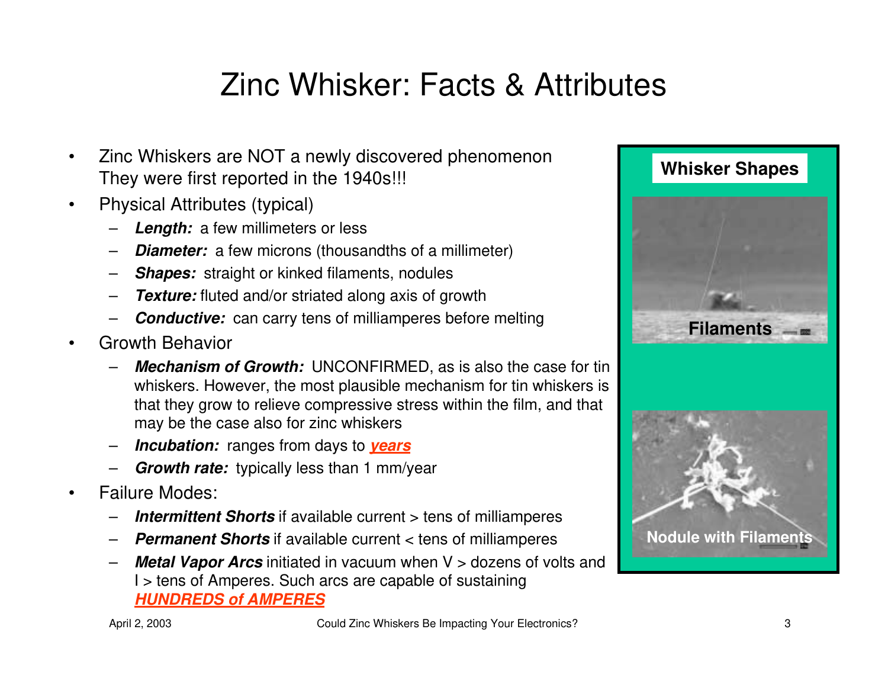# Zinc Whisker: Facts & Attributes

- Zinc Whiskers are NOT a newly discovered phenomenon They were first reported in the 1940s!!!
- Physical Attributes (typical)
  - ***Length:*** a few millimeters or less
  - ***Diameter:*** a few microns (thousandths of a millimeter)
  - ***Shapes:*** straight or kinked filaments, nodules
  - ***Texture:*** fluted and/or striated along axis of growth
  - ***Conductive:*** can carry tens of milliamperes before melting
- Growth Behavior
  - ***Mechanism of Growth:*** UNCONFIRMED, as is also the case for tin whiskers. However, the most plausible mechanism for tin whiskers is that they grow to relieve compressive stress within the film, and that may be the case also for zinc whiskers
  - ***Incubation:*** ranges from days to ***years***
  - ***Growth rate:*** typically less than 1 mm/year
- Failure Modes:
  - ***Intermittent Shorts*** if available current > tens of milliamperes
  - ***Permanent Shorts*** if available current < tens of milliamperes
  - ***Metal Vapor Arcs*** initiated in vacuum when V > dozens of volts and I > tens of Amperes. Such arcs are capable of sustaining ***HUNDREDS of AMPERES***

**Whisker Shapes**

**Filaments**

**Nodule with Filaments**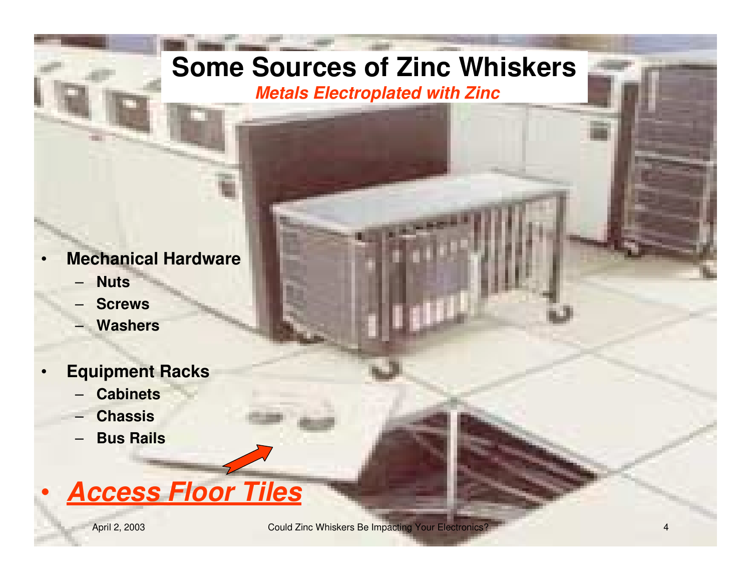# Some Sources of Zinc Whiskers

***Metals Electroplated with Zinc***

- **Mechanical Hardware**
  - **Nuts**
  - **Screws**
  - **Washers**
- **Equipment Racks**
  - **Cabinets**
  - **Chassis**
  - **Bus Rails**
- ***Access Floor Tiles***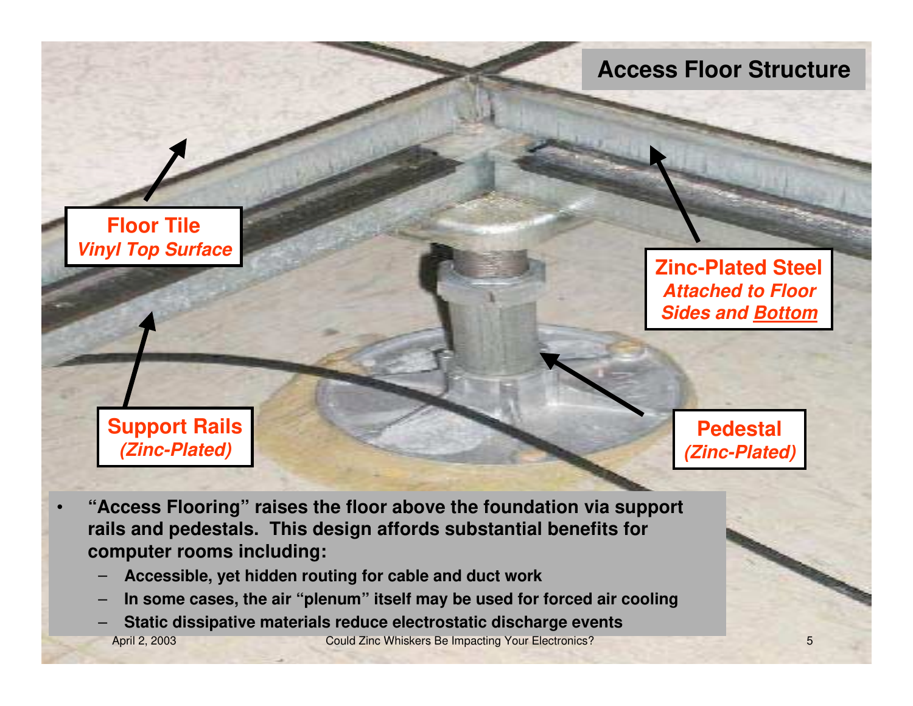## Access Floor Structure

**Floor Tile**
***Vinyl Top Surface***

**Zinc-Plated Steel**
***Attached to Floor Sides and Bottom***

**Support Rails**
***(Zinc-Plated)***

**Pedestal**
***(Zinc-Plated)***

- **"Access Flooring" raises the floor above the foundation via support rails and pedestals. This design affords substantial benefits for computer rooms including:**
  - **Accessible, yet hidden routing for cable and duct work**
  - **In some cases, the air "plenum" itself may be used for forced air cooling**
  - **Static dissipative materials reduce electrostatic discharge events**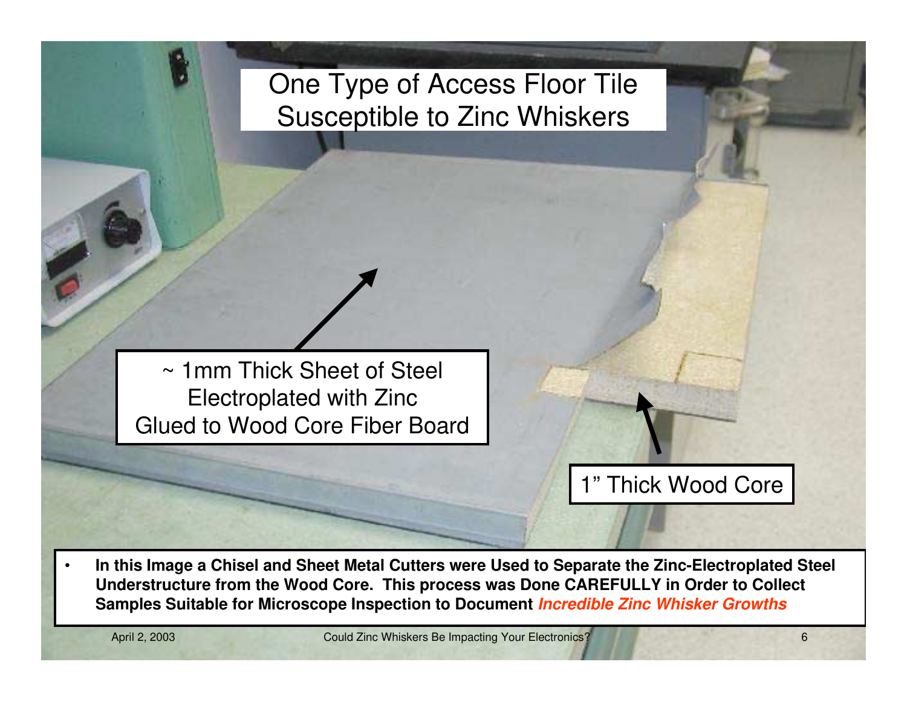# One Type of Access Floor Tile Susceptible to Zinc Whiskers

~ 1mm Thick Sheet of Steel Electroplated with Zinc Glued to Wood Core Fiber Board

1" Thick Wood Core

- **In this Image a Chisel and Sheet Metal Cutters were Used to Separate the Zinc-Electroplated Steel Understructure from the Wood Core. This process was Done CAREFULLY in Order to Collect Samples Suitable for Microscope Inspection to Document *Incredible Zinc Whisker Growths***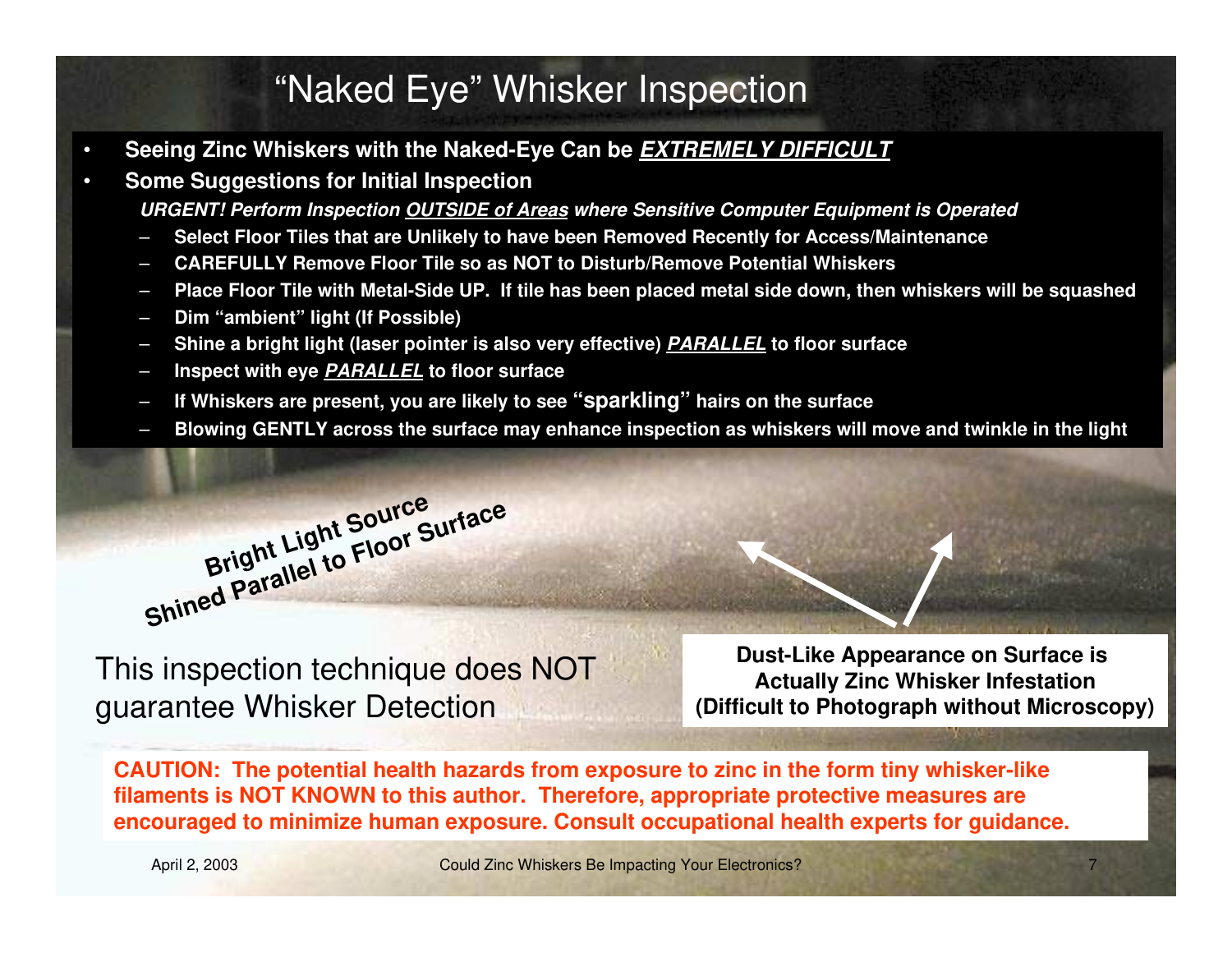# "Naked Eye" Whisker Inspection

- **Seeing Zinc Whiskers with the Naked-Eye Can be *EXTREMELY DIFFICULT***
- **Some Suggestions for Initial Inspection**

  ***URGENT! Perform Inspection OUTSIDE of Areas where Sensitive Computer Equipment is Operated***

  - **Select Floor Tiles that are Unlikely to have been Removed Recently for Access/Maintenance**
  - **CAREFULLY Remove Floor Tile so as NOT to Disturb/Remove Potential Whiskers**
  - **Place Floor Tile with Metal-Side UP. If tile has been placed metal side down, then whiskers will be squashed**
  - **Dim "ambient" light (If Possible)**
  - **Shine a bright light (laser pointer is also very effective) *PARALLEL* to floor surface**
  - **Inspect with eye *PARALLEL* to floor surface**
  - **If Whiskers are present, you are likely to see "sparkling" hairs on the surface**
  - **Blowing GENTLY across the surface may enhance inspection as whiskers will move and twinkle in the light**

**Bright Light Source Shined Parallel to Floor Surface**

This inspection technique does NOT guarantee Whisker Detection

**Dust-Like Appearance on Surface is Actually Zinc Whisker Infestation (Difficult to Photograph without Microscopy)**

**CAUTION: The potential health hazards from exposure to zinc in the form tiny whisker-like filaments is NOT KNOWN to this author. Therefore, appropriate protective measures are encouraged to minimize human exposure. Consult occupational health experts for guidance.**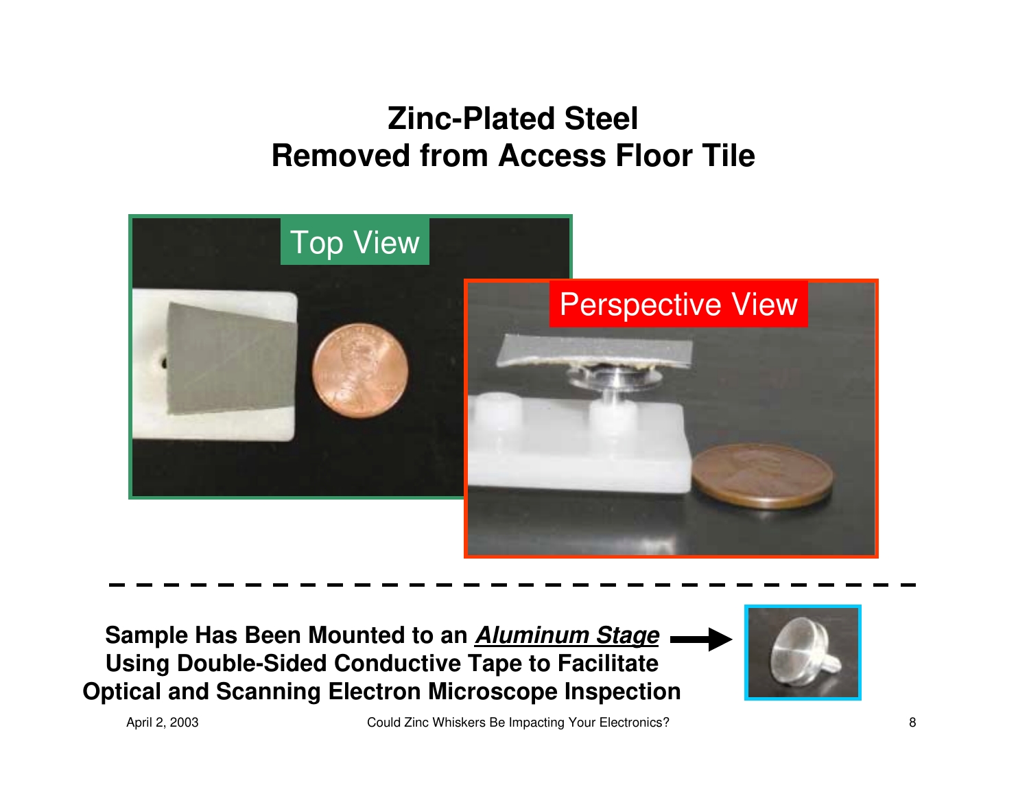# Zinc-Plated Steel
# Removed from Access Floor Tile

Top View

Perspective View

**Sample Has Been Mounted to an *Aluminum Stage* Using Double-Sided Conductive Tape to Facilitate Optical and Scanning Electron Microscope Inspection**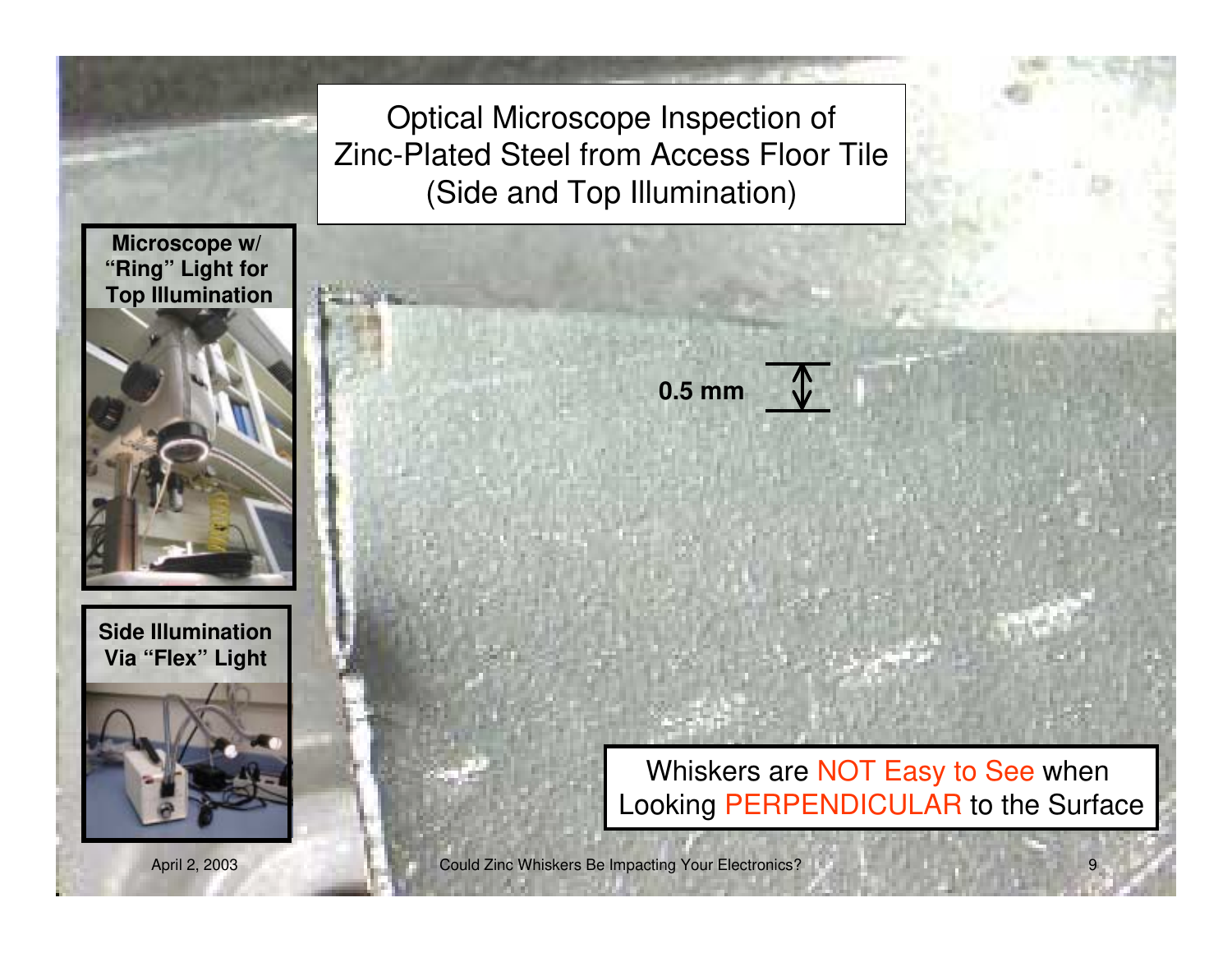# Optical Microscope Inspection of Zinc-Plated Steel from Access Floor Tile (Side and Top Illumination)

**Microscope w/ "Ring" Light for Top Illumination**

**Side Illumination Via "Flex" Light**

**0.5 mm**

Whiskers are NOT Easy to See when Looking PERPENDICULAR to the Surface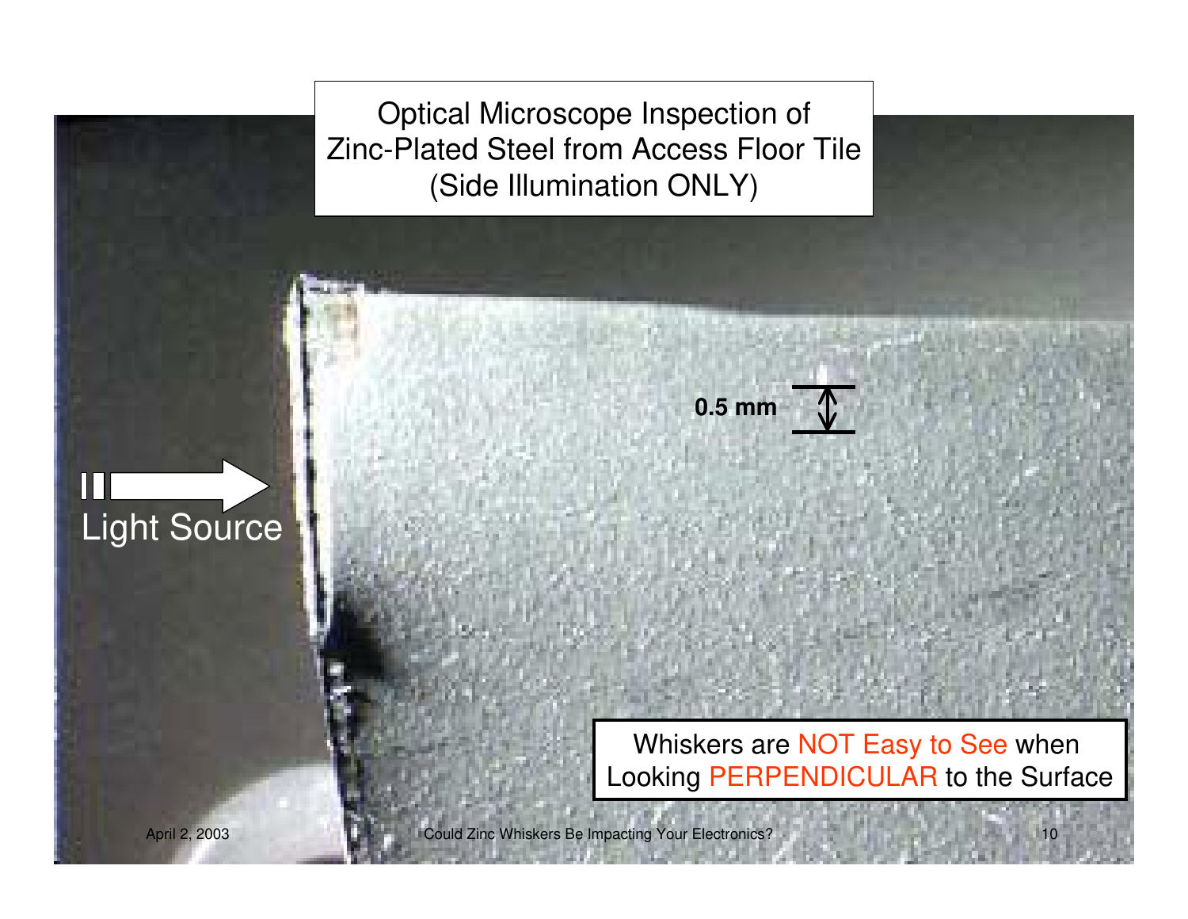# Optical Microscope Inspection of Zinc-Plated Steel from Access Floor Tile (Side Illumination ONLY)

Light Source

0.5 mm

Whiskers are NOT Easy to See when Looking PERPENDICULAR to the Surface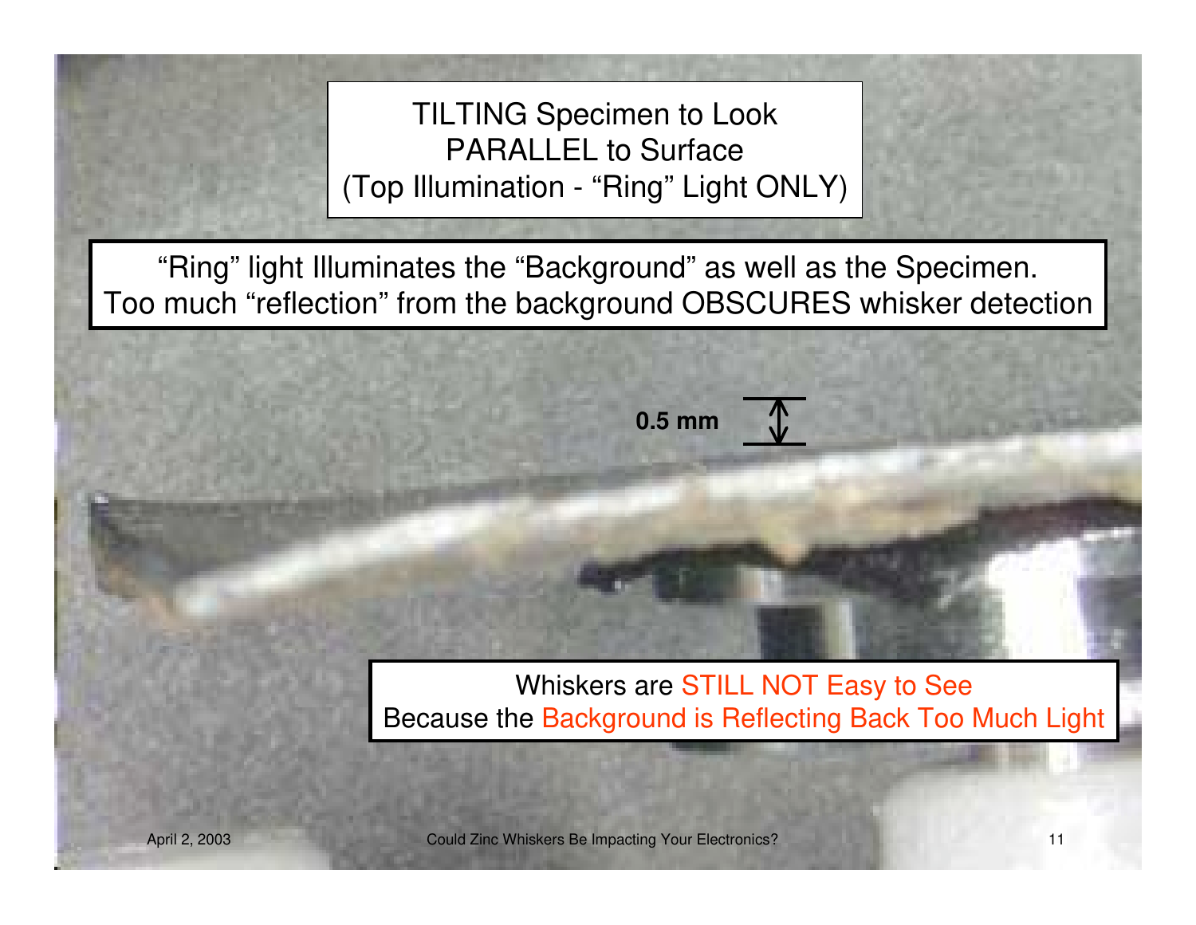# TILTING Specimen to Look PARALLEL to Surface (Top Illumination - "Ring" Light ONLY)

"Ring" light Illuminates the "Background" as well as the Specimen. Too much "reflection" from the background OBSCURES whisker detection

0.5 mm

Whiskers are STILL NOT Easy to See
Because the Background is Reflecting Back Too Much Light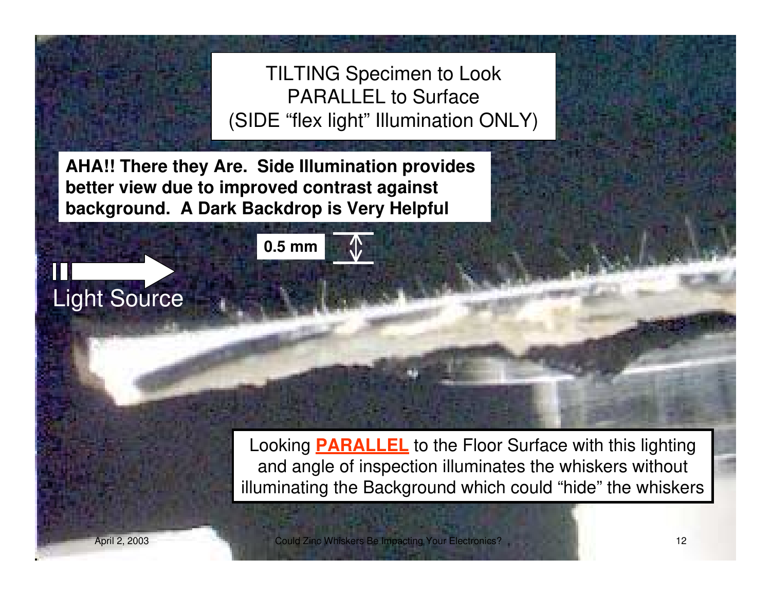# TILTING Specimen to Look PARALLEL to Surface (SIDE "flex light" Illumination ONLY)

**AHA!! There they Are. Side Illumination provides better view due to improved contrast against background. A Dark Backdrop is Very Helpful**

**0.5 mm**

Light Source

Looking **PARALLEL** to the Floor Surface with this lighting and angle of inspection illuminates the whiskers without illuminating the Background which could "hide" the whiskers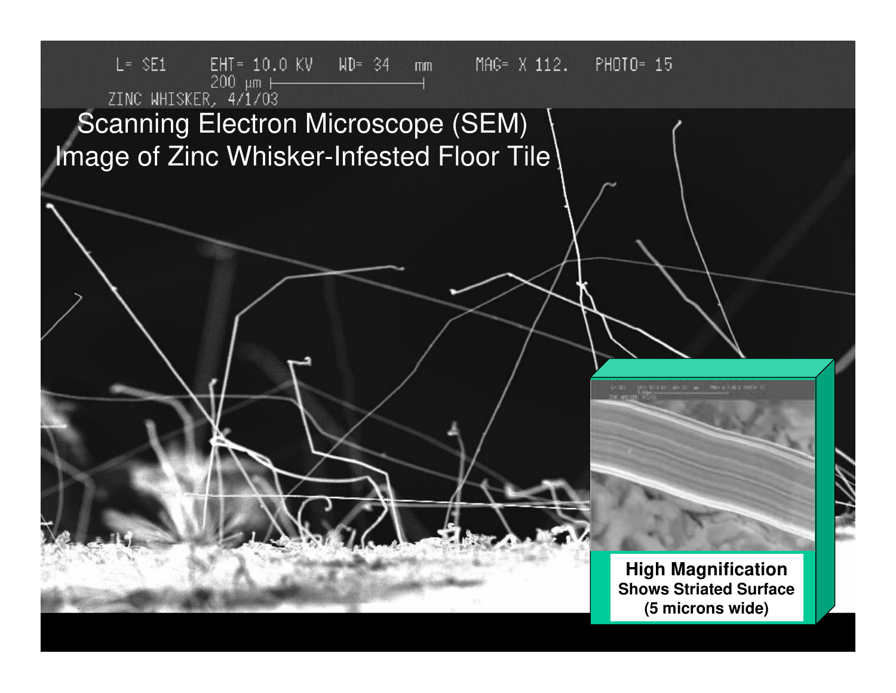L= SE1 EHT= 10.0 KV WD= 34 mm MAG= X 112. PHOTO= 15
200 µm
ZINC WHISKER, 4/1/03

# Scanning Electron Microscope (SEM) Image of Zinc Whisker-Infested Floor Tile

**High Magnification**
**Shows Striated Surface**
**(5 microns wide)**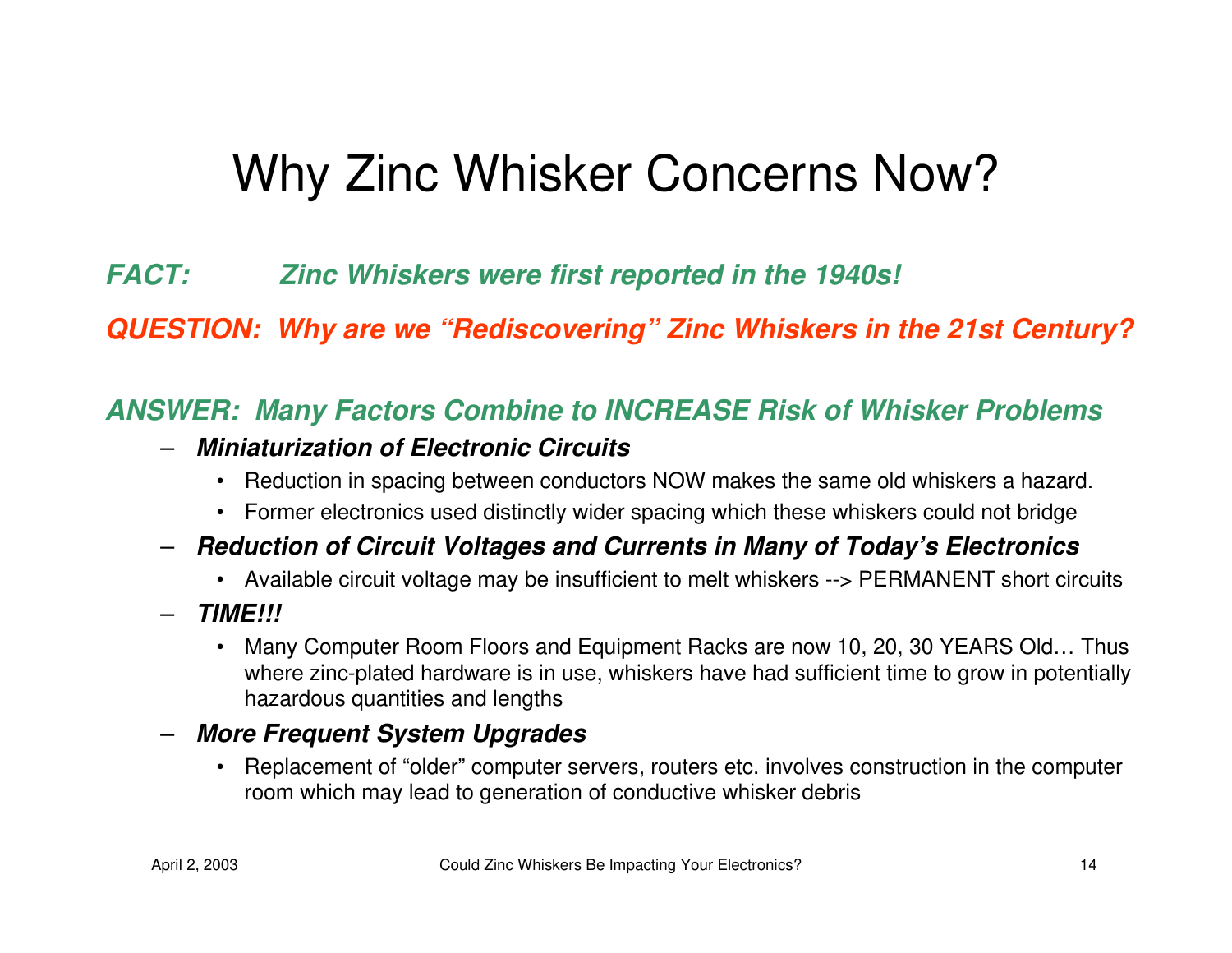# Why Zinc Whisker Concerns Now?

***FACT:*** ***Zinc Whiskers were first reported in the 1940s!***

***QUESTION: Why are we "Rediscovering" Zinc Whiskers in the 21st Century?***

***ANSWER: Many Factors Combine to INCREASE Risk of Whisker Problems***

- ***Miniaturization of Electronic Circuits***
  - Reduction in spacing between conductors NOW makes the same old whiskers a hazard.
  - Former electronics used distinctly wider spacing which these whiskers could not bridge
- ***Reduction of Circuit Voltages and Currents in Many of Today's Electronics***
  - Available circuit voltage may be insufficient to melt whiskers --> PERMANENT short circuits
- ***TIME!!!***
  - Many Computer Room Floors and Equipment Racks are now 10, 20, 30 YEARS Old… Thus where zinc-plated hardware is in use, whiskers have had sufficient time to grow in potentially hazardous quantities and lengths
- ***More Frequent System Upgrades***
  - Replacement of "older" computer servers, routers etc. involves construction in the computer room which may lead to generation of conductive whisker debris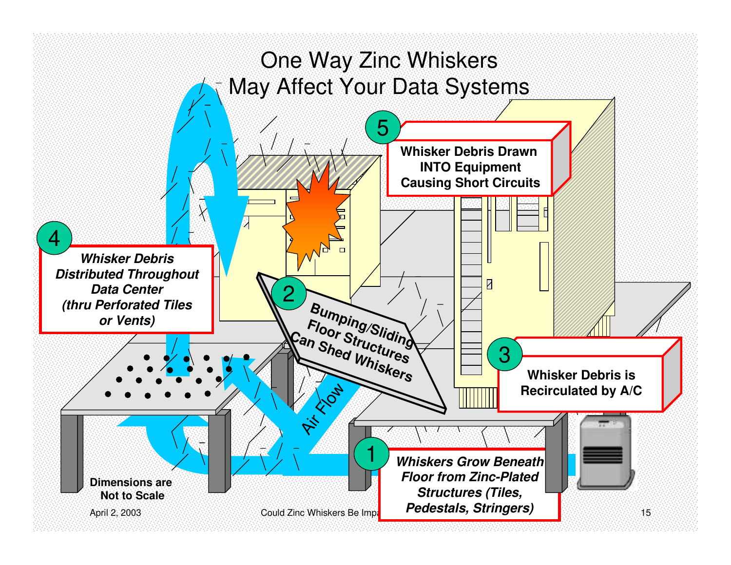# One Way Zinc Whiskers May Affect Your Data Systems

1. *Whiskers Grow Beneath Floor from Zinc-Plated Structures (Tiles, Pedestals, Stringers)*

2. **Bumping/Sliding Floor Structures Can Shed Whiskers**

3. **Whisker Debris is Recirculated by A/C**

4. *Whisker Debris Distributed Throughout Data Center (thru Perforated Tiles or Vents)*

5. **Whisker Debris Drawn INTO Equipment Causing Short Circuits**

Air Flow

**Dimensions are Not to Scale**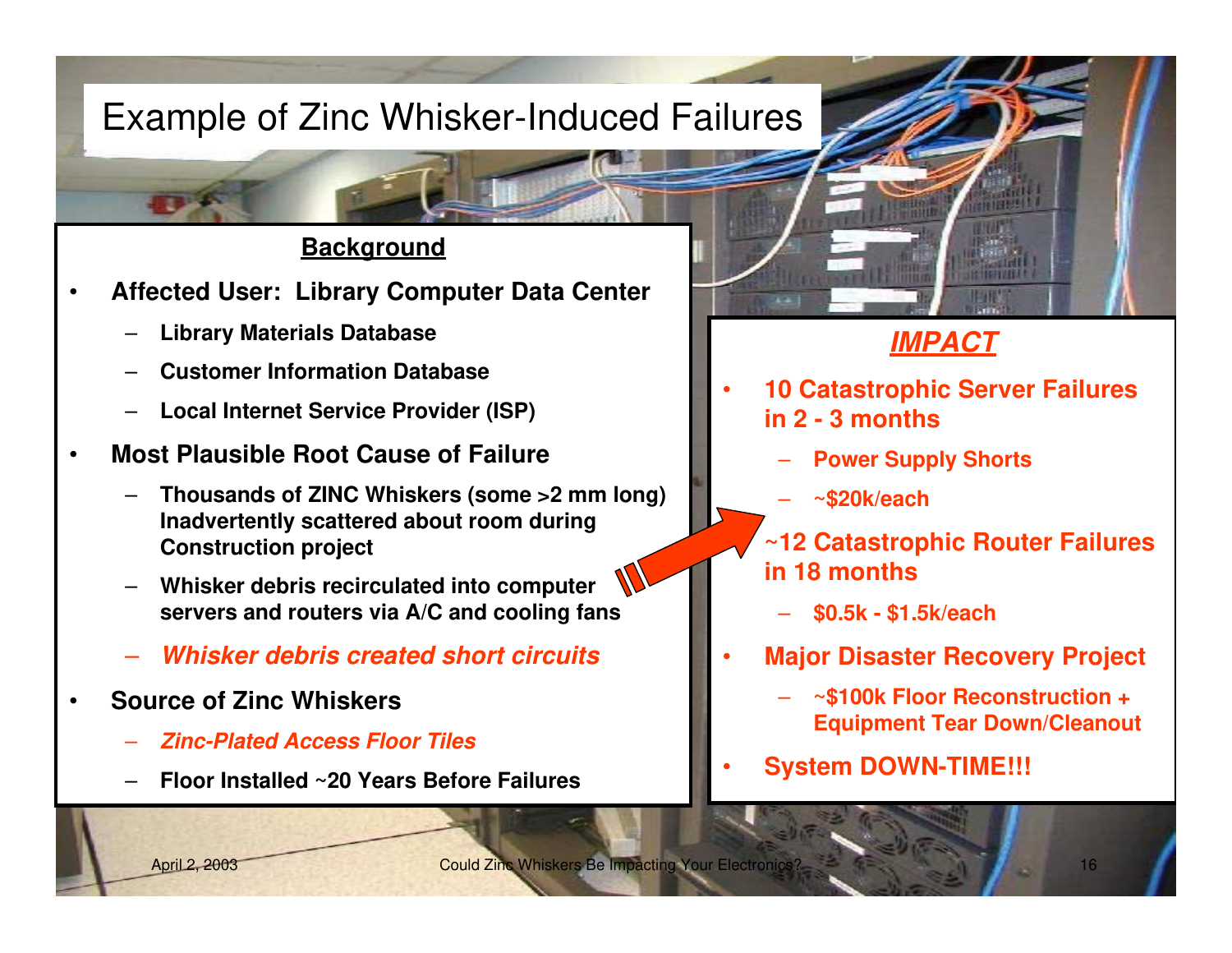# Example of Zinc Whisker-Induced Failures

## Background

- **Affected User: Library Computer Data Center**
  - **Library Materials Database**
  - **Customer Information Database**
  - **Local Internet Service Provider (ISP)**
- **Most Plausible Root Cause of Failure**
  - **Thousands of ZINC Whiskers (some >2 mm long) Inadvertently scattered about room during Construction project**
  - **Whisker debris recirculated into computer servers and routers via A/C and cooling fans**
  - ***Whisker debris created short circuits***
- **Source of Zinc Whiskers**
  - ***Zinc-Plated Access Floor Tiles***
  - **Floor Installed ~20 Years Before Failures**

## *IMPACT*

- **10 Catastrophic Server Failures in 2 - 3 months**
  - **Power Supply Shorts**
  - **~$20k/each**
- **~12 Catastrophic Router Failures in 18 months**
  - **$0.5k - $1.5k/each**
- **Major Disaster Recovery Project**
  - **~$100k Floor Reconstruction + Equipment Tear Down/Cleanout**
- **System DOWN-TIME!!!**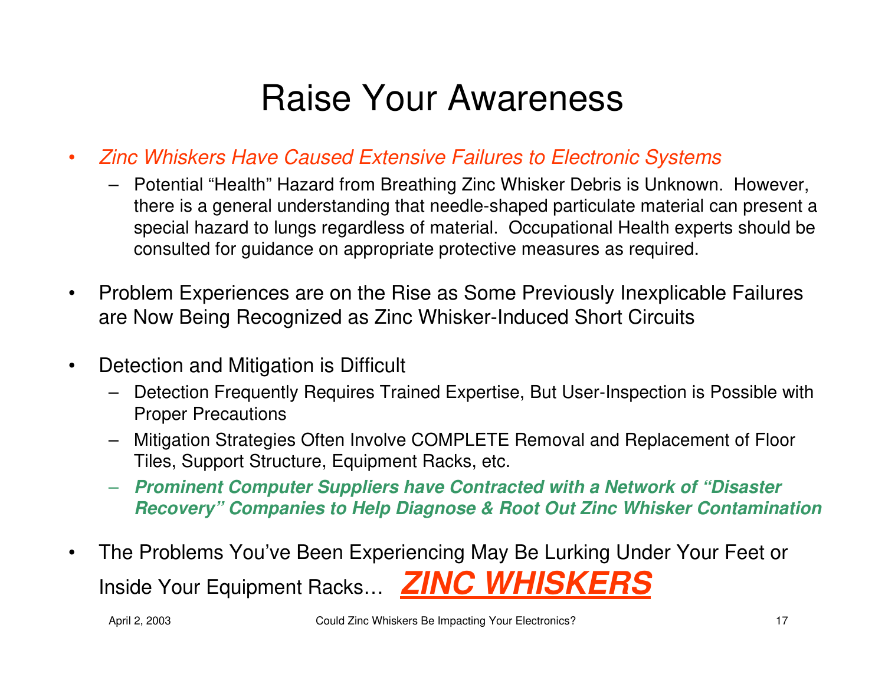# Raise Your Awareness

- *Zinc Whiskers Have Caused Extensive Failures to Electronic Systems*
  - Potential "Health" Hazard from Breathing Zinc Whisker Debris is Unknown. However, there is a general understanding that needle-shaped particulate material can present a special hazard to lungs regardless of material. Occupational Health experts should be consulted for guidance on appropriate protective measures as required.
- Problem Experiences are on the Rise as Some Previously Inexplicable Failures are Now Being Recognized as Zinc Whisker-Induced Short Circuits
- Detection and Mitigation is Difficult
  - Detection Frequently Requires Trained Expertise, But User-Inspection is Possible with Proper Precautions
  - Mitigation Strategies Often Involve COMPLETE Removal and Replacement of Floor Tiles, Support Structure, Equipment Racks, etc.
  - ***Prominent Computer Suppliers have Contracted with a Network of "Disaster Recovery" Companies to Help Diagnose & Root Out Zinc Whisker Contamination***
- The Problems You've Been Experiencing May Be Lurking Under Your Feet or Inside Your Equipment Racks… ***ZINC WHISKERS***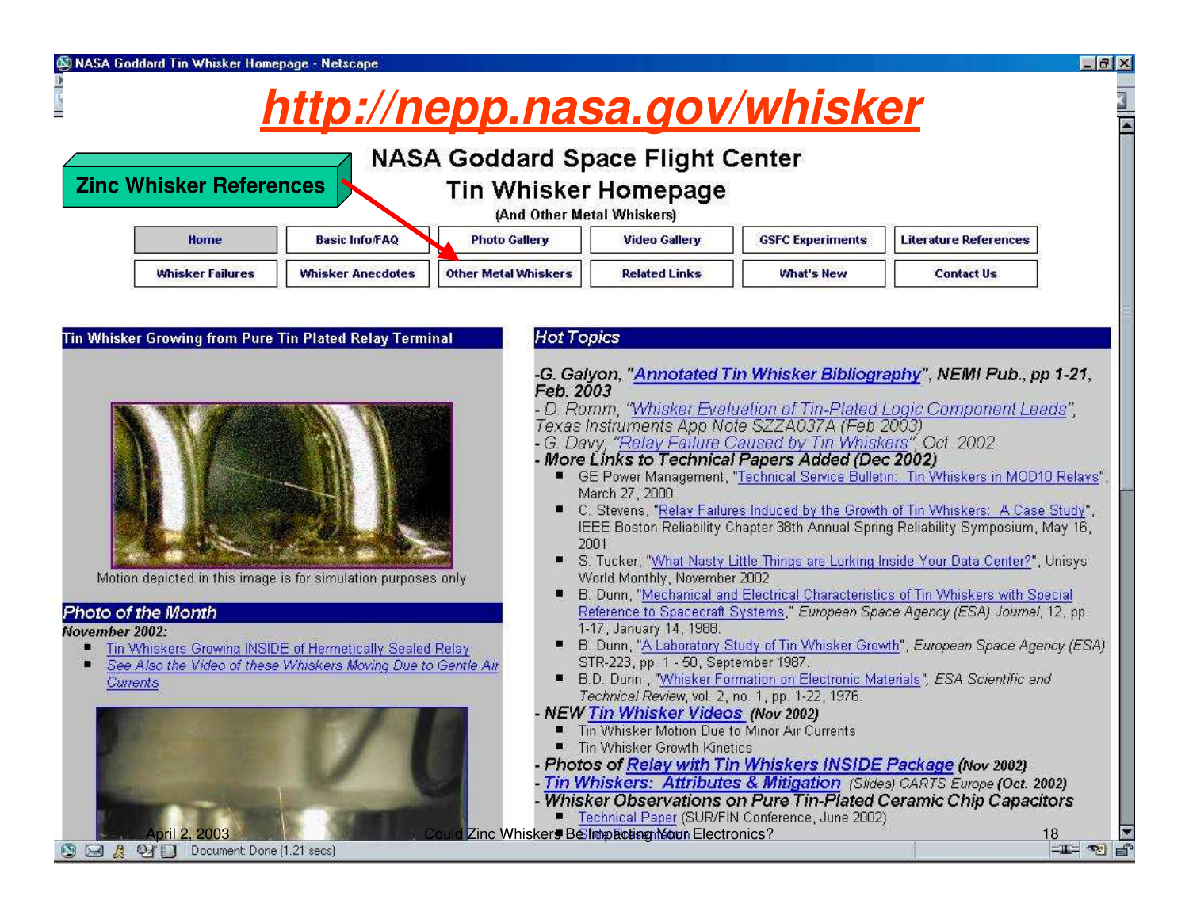# http://nepp.nasa.gov/whisker

**Zinc Whisker References**

## NASA Goddard Space Flight Center
## Tin Whisker Homepage
(And Other Metal Whiskers)

| Home | Basic Info/FAQ | Photo Gallery | Video Gallery | GSFC Experiments | Literature References |
|---|---|---|---|---|---|
| Whisker Failures | Whisker Anecdotes | Other Metal Whiskers | Related Links | What's New | Contact Us |

### Tin Whisker Growing from Pure Tin Plated Relay Terminal

Motion depicted in this image is for simulation purposes only

### Photo of the Month

*November 2002:*

- Tin Whiskers Growing INSIDE of Hermetically Sealed Relay
- *See Also the Video of these Whiskers Moving Due to Gentle Air Currents*

### Hot Topics

-G. Galyon, "*Annotated Tin Whisker Bibliography*", NEMI Pub., pp 1-21, Feb. 2003

- D. Romm, "*Whisker Evaluation of Tin-Plated Logic Component Leads*", Texas Instruments App Note SZZA037A (Feb 2003)

- G. Davy, "*Relay Failure Caused by Tin Whiskers*", Oct. 2002

- More Links to Technical Papers Added (Dec 2002)
  - GE Power Management, "Technical Service Bulletin: Tin Whiskers in MOD10 Relays", March 27, 2000
  - C. Stevens, "Relay Failures Induced by the Growth of Tin Whiskers: A Case Study", IEEE Boston Reliability Chapter 38th Annual Spring Reliability Symposium, May 16, 2001
  - S. Tucker, "What Nasty Little Things are Lurking Inside Your Data Center?", Unisys World Monthly, November 2002
  - B. Dunn, "Mechanical and Electrical Characteristics of Tin Whiskers with Special Reference to Spacecraft Systems," *European Space Agency (ESA) Journal*, 12, pp. 1-17, January 14, 1988.
  - B. Dunn, "A Laboratory Study of Tin Whisker Growth", *European Space Agency (ESA)* STR-223, pp. 1 - 50, September 1987.
  - B.D. Dunn , "Whisker Formation on Electronic Materials", *ESA Scientific and Technical Review*, vol. 2, no. 1, pp. 1-22, 1976.

- NEW *Tin Whisker Videos* (Nov 2002)
  - Tin Whisker Motion Due to Minor Air Currents
  - Tin Whisker Growth Kinetics

- Photos of *Relay with Tin Whiskers INSIDE Package* (Nov 2002)

- *Tin Whiskers: Attributes & Mitigation* (Slides) CARTS Europe (Oct. 2002)

- Whisker Observations on Pure Tin-Plated Ceramic Chip Capacitors
  - Technical Paper (SUR/FIN Conference, June 2002)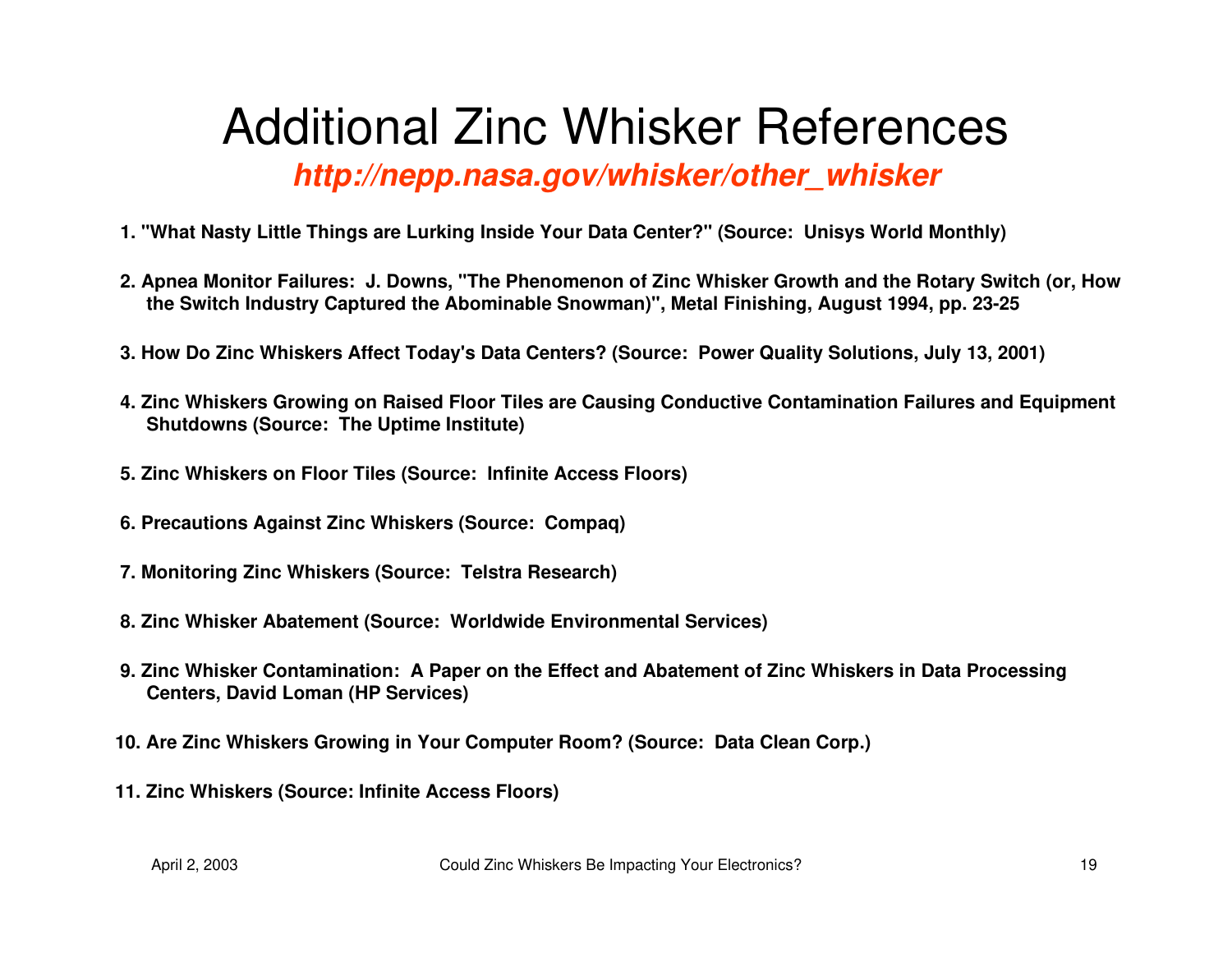# Additional Zinc Whisker References

***http://nepp.nasa.gov/whisker/other_whisker***

1. **"What Nasty Little Things are Lurking Inside Your Data Center?" (Source: Unisys World Monthly)**

2. **Apnea Monitor Failures: J. Downs, "The Phenomenon of Zinc Whisker Growth and the Rotary Switch (or, How the Switch Industry Captured the Abominable Snowman)", Metal Finishing, August 1994, pp. 23-25**

3. **How Do Zinc Whiskers Affect Today's Data Centers? (Source: Power Quality Solutions, July 13, 2001)**

4. **Zinc Whiskers Growing on Raised Floor Tiles are Causing Conductive Contamination Failures and Equipment Shutdowns (Source: The Uptime Institute)**

5. **Zinc Whiskers on Floor Tiles (Source: Infinite Access Floors)**

6. **Precautions Against Zinc Whiskers (Source: Compaq)**

7. **Monitoring Zinc Whiskers (Source: Telstra Research)**

8. **Zinc Whisker Abatement (Source: Worldwide Environmental Services)**

9. **Zinc Whisker Contamination: A Paper on the Effect and Abatement of Zinc Whiskers in Data Processing Centers, David Loman (HP Services)**

10. **Are Zinc Whiskers Growing in Your Computer Room? (Source: Data Clean Corp.)**

11. **Zinc Whiskers (Source: Infinite Access Floors)**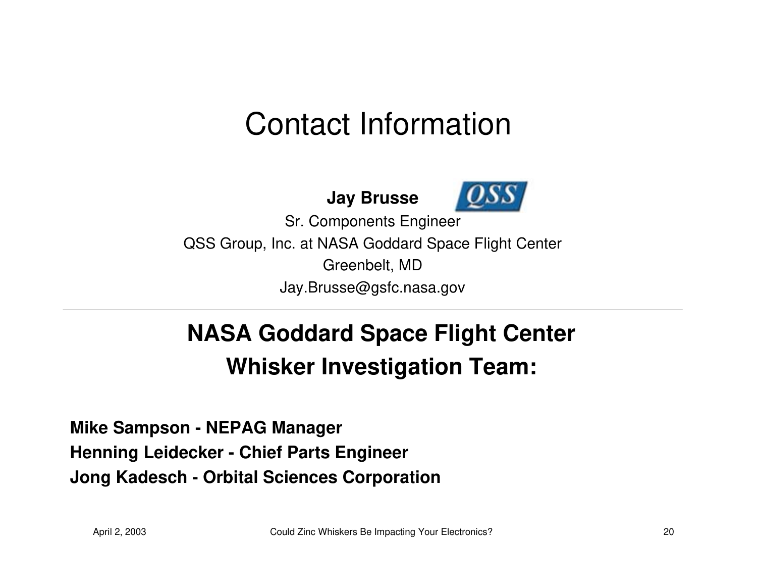# Contact Information

**Jay Brusse**

Sr. Components Engineer

QSS Group, Inc. at NASA Goddard Space Flight Center

Greenbelt, MD

Jay.Brusse@gsfc.nasa.gov

---

## NASA Goddard Space Flight Center Whisker Investigation Team:

**Mike Sampson - NEPAG Manager**
**Henning Leidecker - Chief Parts Engineer**
**Jong Kadesch - Orbital Sciences Corporation**